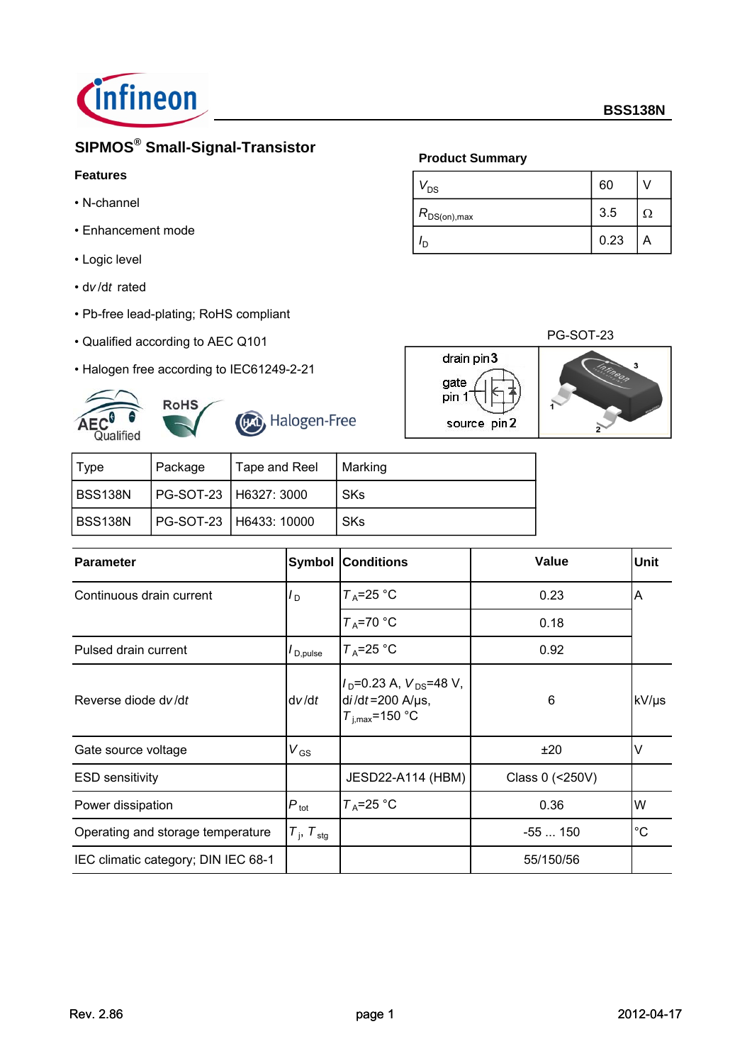# SIPMOS® Small-Signal-Transistor

**BSS138N**

## Features

- N-channel
- Enhancement mode
- Logic level
- dv/dt rated
- Pb-free lead-plating; RoHS compliant
- Qualified according to AEC Q101
- Halogen free according to IEC61249-2-21

**Product Summary**

| | | |
|---|---|---|
| $V_{DS}$ | 60 | V |
| $R_{DS(on),max}$ | 3.5 | Ω |
| $I_D$ | 0.23 | A |

PG-SOT-23

drain pin 3, gate pin 1, source pin 2

| Type | Package | Tape and Reel | Marking |
|---|---|---|---|
| BSS138N | PG-SOT-23 | H6327: 3000 | SKs |
| BSS138N | PG-SOT-23 | H6433: 10000 | SKs |

| Parameter | Symbol | Conditions | Value | Unit |
|---|---|---|---|---|
| Continuous drain current | $I_D$ | $T_A$=25 °C | 0.23 | A |
| | | $T_A$=70 °C | 0.18 | |
| Pulsed drain current | $I_{D,pulse}$ | $T_A$=25 °C | 0.92 | |
| Reverse diode dv/dt | dv/dt | $I_D$=0.23 A, $V_{DS}$=48 V, di/dt=200 A/µs, $T_{j,max}$=150 °C | 6 | kV/µs |
| Gate source voltage | $V_{GS}$ | | ±20 | V |
| ESD sensitivity | | JESD22-A114 (HBM) | Class 0 (<250V) | |
| Power dissipation | $P_{tot}$ | $T_A$=25 °C | 0.36 | W |
| Operating and storage temperature | $T_j$, $T_{stg}$ | | -55 ... 150 | °C |
| IEC climatic category; DIN IEC 68-1 | | | 55/150/56 | |

Rev. 2.86 2012-04-17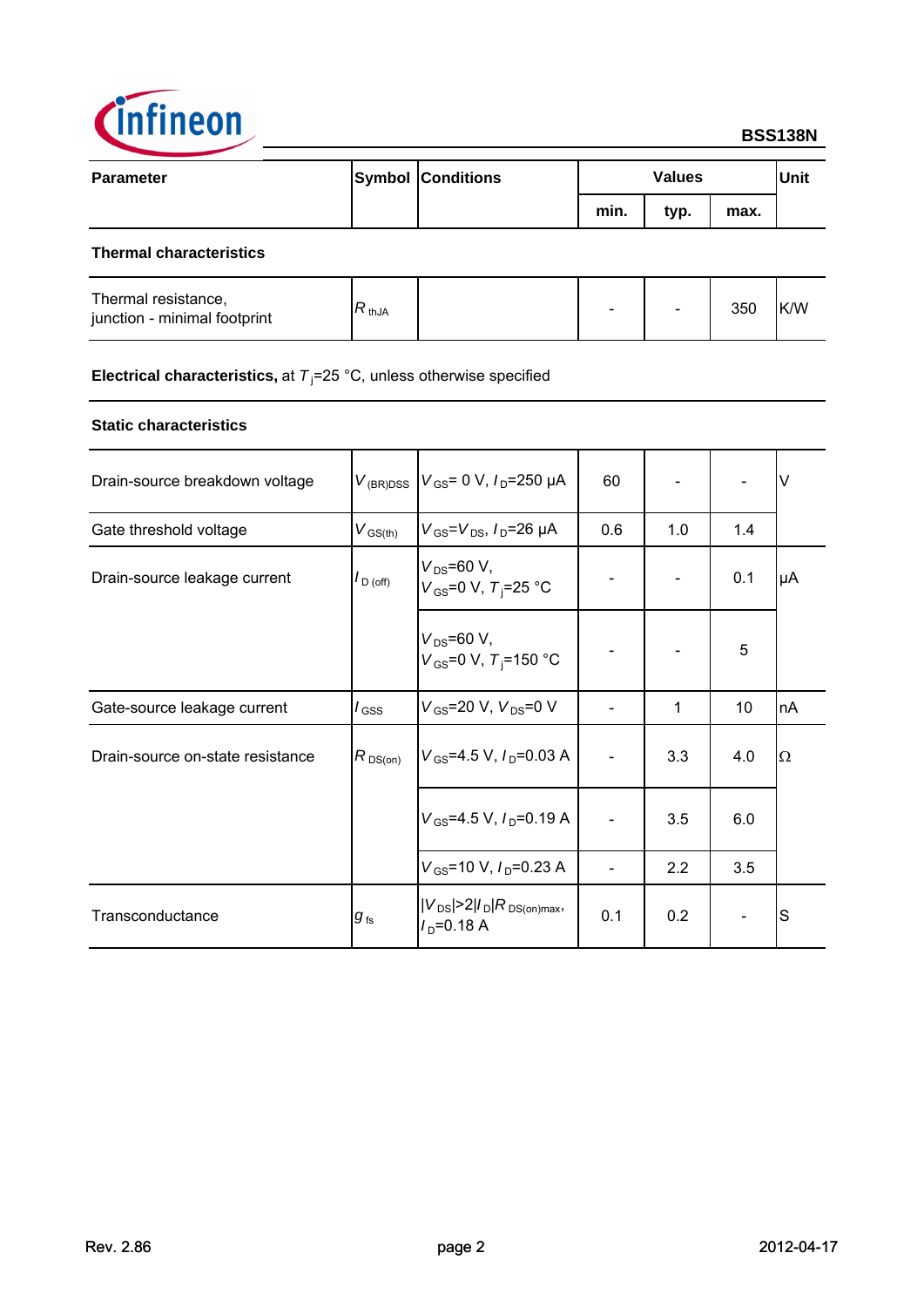| Parameter | Symbol | Conditions | Values | | | Unit |
|---|---|---|---|---|---|---|
| | | | min. | typ. | max. | |
| **Thermal characteristics** | | | | | | |
| Thermal resistance, junction - minimal footprint | $R_{thJA}$ | | - | - | 350 | K/W |

**Electrical characteristics,** at $T_j$=25 °C, unless otherwise specified

| Parameter | Symbol | Conditions | min. | typ. | max. | Unit |
|---|---|---|---|---|---|---|
| **Static characteristics** | | | | | | |
| Drain-source breakdown voltage | $V_{(BR)DSS}$ | $V_{GS}$= 0 V, $I_D$=250 µA | 60 | - | - | V |
| Gate threshold voltage | $V_{GS(th)}$ | $V_{GS}$=$V_{DS}$, $I_D$=26 µA | 0.6 | 1.0 | 1.4 | |
| Drain-source leakage current | $I_{D(off)}$ | $V_{DS}$=60 V, $V_{GS}$=0 V, $T_j$=25 °C | - | - | 0.1 | µA |
| | | $V_{DS}$=60 V, $V_{GS}$=0 V, $T_j$=150 °C | - | - | 5 | |
| Gate-source leakage current | $I_{GSS}$ | $V_{GS}$=20 V, $V_{DS}$=0 V | - | 1 | 10 | nA |
| Drain-source on-state resistance | $R_{DS(on)}$ | $V_{GS}$=4.5 V, $I_D$=0.03 A | - | 3.3 | 4.0 | Ω |
| | | $V_{GS}$=4.5 V, $I_D$=0.19 A | - | 3.5 | 6.0 | |
| | | $V_{GS}$=10 V, $I_D$=0.23 A | - | 2.2 | 3.5 | |
| Transconductance | $g_{fs}$ | $\lvert V_{DS}\rvert>2\lvert I_D\rvert R_{DS(on)max}$, $I_D$=0.18 A | 0.1 | 0.2 | - | S |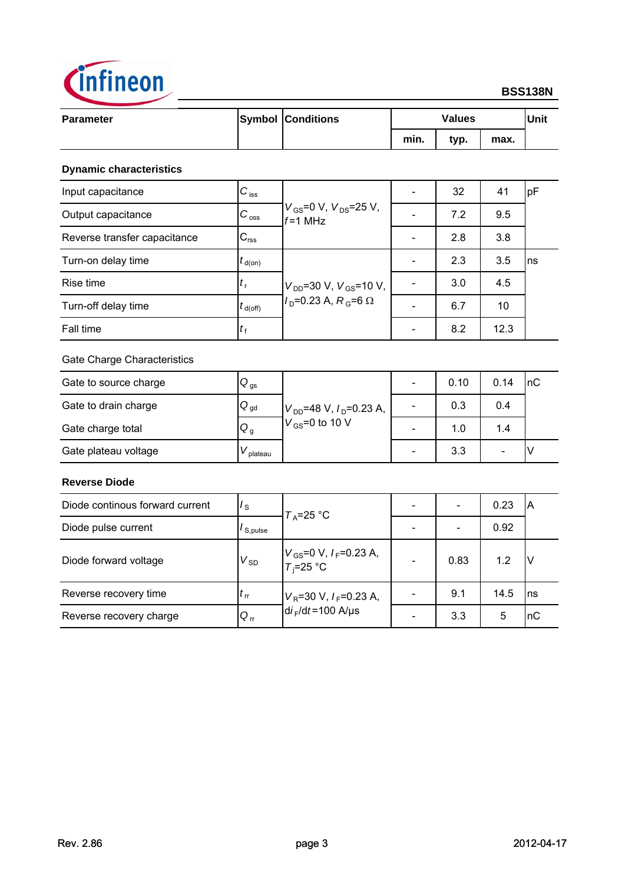| Parameter | Symbol | Conditions | Values | | | Unit |
|---|---|---|---|---|---|---|
| | | | min. | typ. | max. | |
| **Dynamic characteristics** | | | | | | |
| Input capacitance | $C_{iss}$ | $V_{GS}$=0 V, $V_{DS}$=25 V, $f$=1 MHz | - | 32 | 41 | pF |
| Output capacitance | $C_{oss}$ | | - | 7.2 | 9.5 | |
| Reverse transfer capacitance | $C_{rss}$ | | - | 2.8 | 3.8 | |
| Turn-on delay time | $t_{d(on)}$ | $V_{DD}$=30 V, $V_{GS}$=10 V, $I_D$=0.23 A, $R_G$=6 Ω | - | 2.3 | 3.5 | ns |
| Rise time | $t_r$ | | - | 3.0 | 4.5 | |
| Turn-off delay time | $t_{d(off)}$ | | - | 6.7 | 10 | |
| Fall time | $t_f$ | | - | 8.2 | 12.3 | |
| Gate Charge Characteristics | | | | | | |
| Gate to source charge | $Q_{gs}$ | $V_{DD}$=48 V, $I_D$=0.23 A, $V_{GS}$=0 to 10 V | - | 0.10 | 0.14 | nC |
| Gate to drain charge | $Q_{gd}$ | | - | 0.3 | 0.4 | |
| Gate charge total | $Q_g$ | | - | 1.0 | 1.4 | |
| Gate plateau voltage | $V_{plateau}$ | | - | 3.3 | - | V |
| **Reverse Diode** | | | | | | |
| Diode continous forward current | $I_S$ | $T_A$=25 °C | - | - | 0.23 | A |
| Diode pulse current | $I_{S,pulse}$ | | - | - | 0.92 | |
| Diode forward voltage | $V_{SD}$ | $V_{GS}$=0 V, $I_F$=0.23 A, $T_j$=25 °C | - | 0.83 | 1.2 | V |
| Reverse recovery time | $t_{rr}$ | $V_R$=30 V, $I_F$=0.23 A, $di_F/dt$=100 A/μs | - | 9.1 | 14.5 | ns |
| Reverse recovery charge | $Q_{rr}$ | | - | 3.3 | 5 | nC |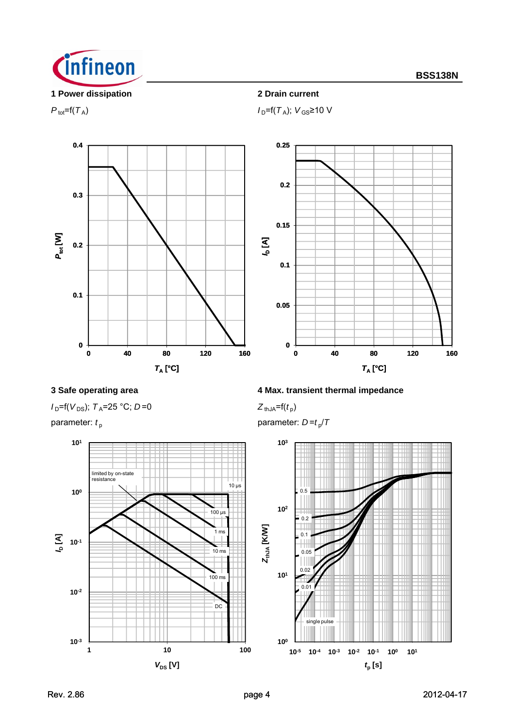### 1 Power dissipation

$P_{tot}$=f($T_A$)

### 2 Drain current

$I_D$=f($T_A$); $V_{GS}$≥10 V

### 3 Safe operating area

$I_D$=f($V_{DS}$); $T_A$=25 °C; $D$=0

parameter: $t_p$

### 4 Max. transient thermal impedance

$Z_{thJA}$=f($t_p$)

parameter: $D$=$t_p$/$T$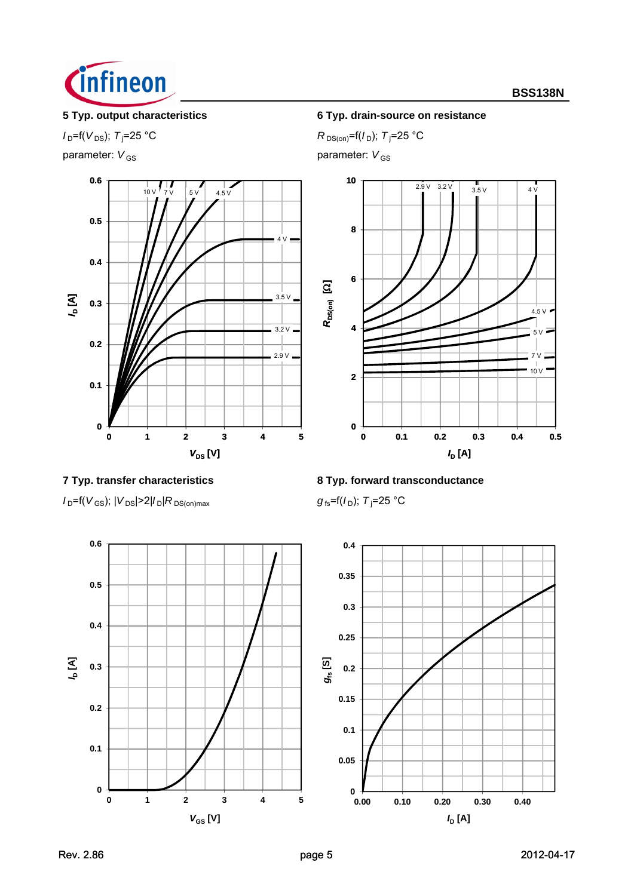### 5 Typ. output characteristics

$I_D$=f($V_{DS}$); $T_j$=25 °C

parameter: $V_{GS}$

### 6 Typ. drain-source on resistance

$R_{DS(on)}$=f($I_D$); $T_j$=25 °C

parameter: $V_{GS}$

### 7 Typ. transfer characteristics

$I_D$=f($V_{GS}$); $|V_{DS}|$>2$|I_D|R_{DS(on)max}$

### 8 Typ. forward transconductance

$g_{fs}$=f($I_D$); $T_j$=25 °C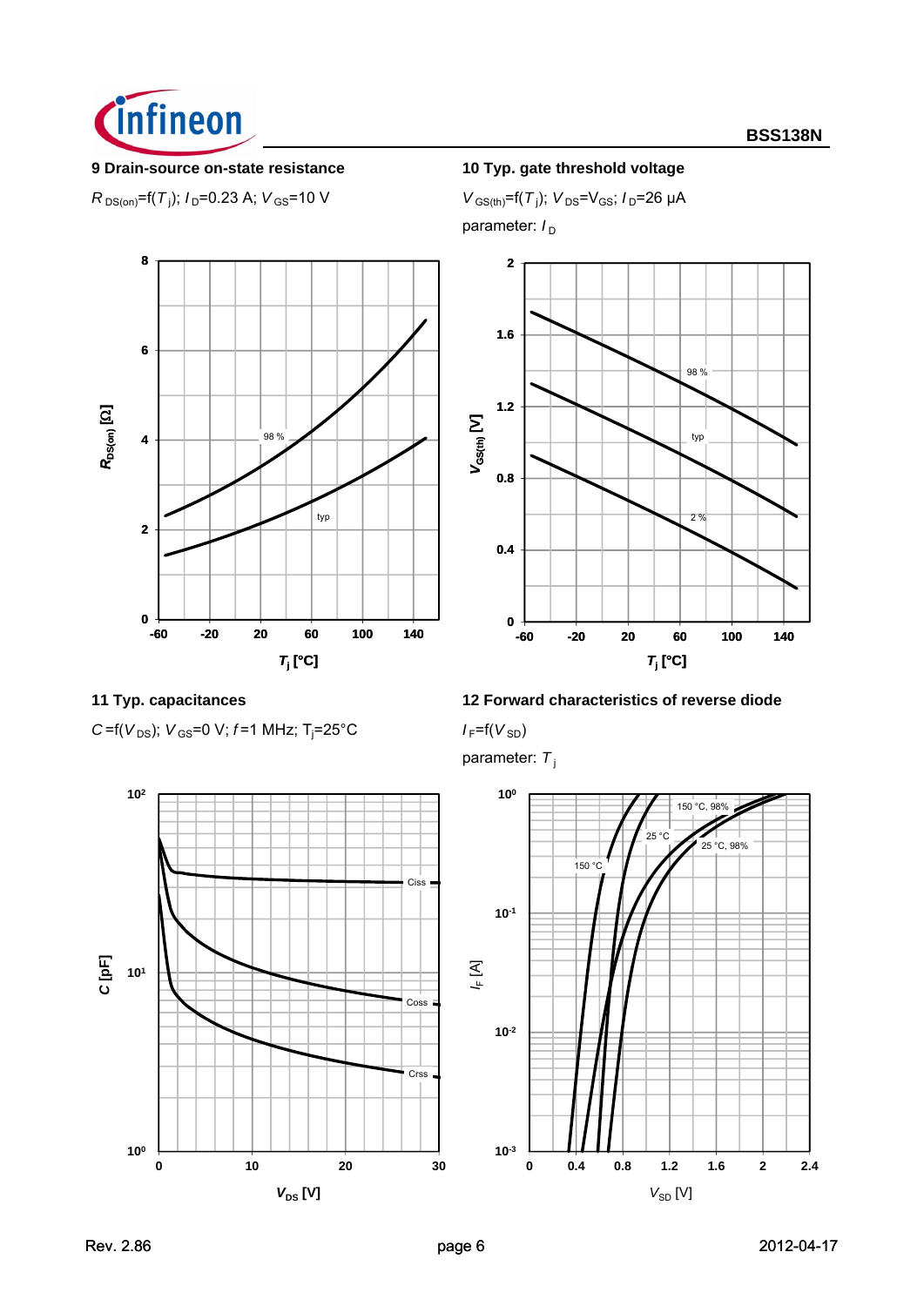**9 Drain-source on-state resistance**

$R_{DS(on)}$=f($T_j$); $I_D$=0.23 A; $V_{GS}$=10 V

**10 Typ. gate threshold voltage**

$V_{GS(th)}$=f($T_j$); $V_{DS}$=$V_{GS}$; $I_D$=26 µA

parameter: $I_D$

**11 Typ. capacitances**

$C$=f($V_{DS}$); $V_{GS}$=0 V; $f$=1 MHz; $T_j$=25°C

**12 Forward characteristics of reverse diode**

$I_F$=f($V_{SD}$)

parameter: $T_j$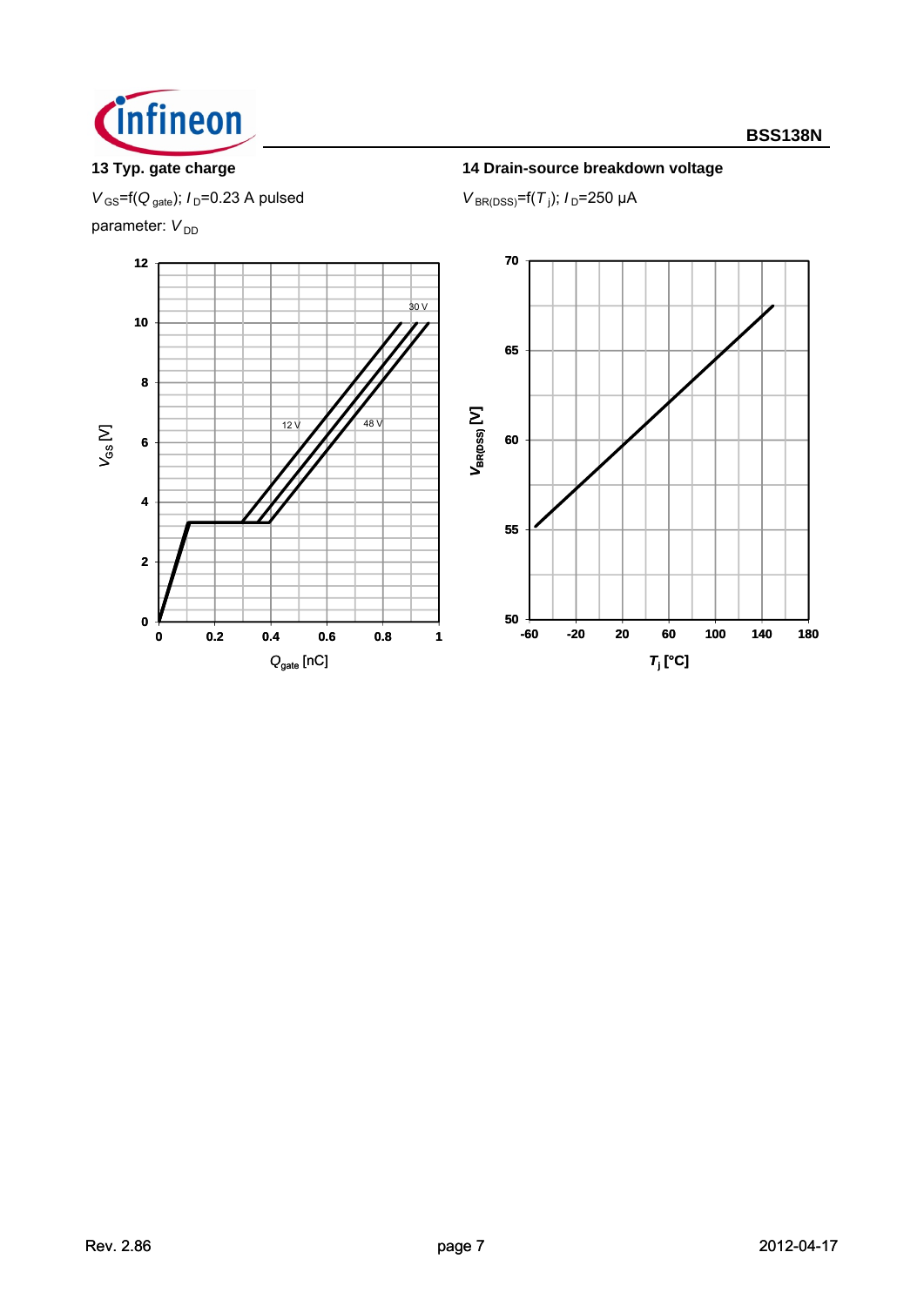## 13 Typ. gate charge

$V_{GS}$=f($Q_{gate}$); $I_D$=0.23 A pulsed

parameter: $V_{DD}$

## 14 Drain-source breakdown voltage

$V_{BR(DSS)}$=f($T_j$); $I_D$=250 µA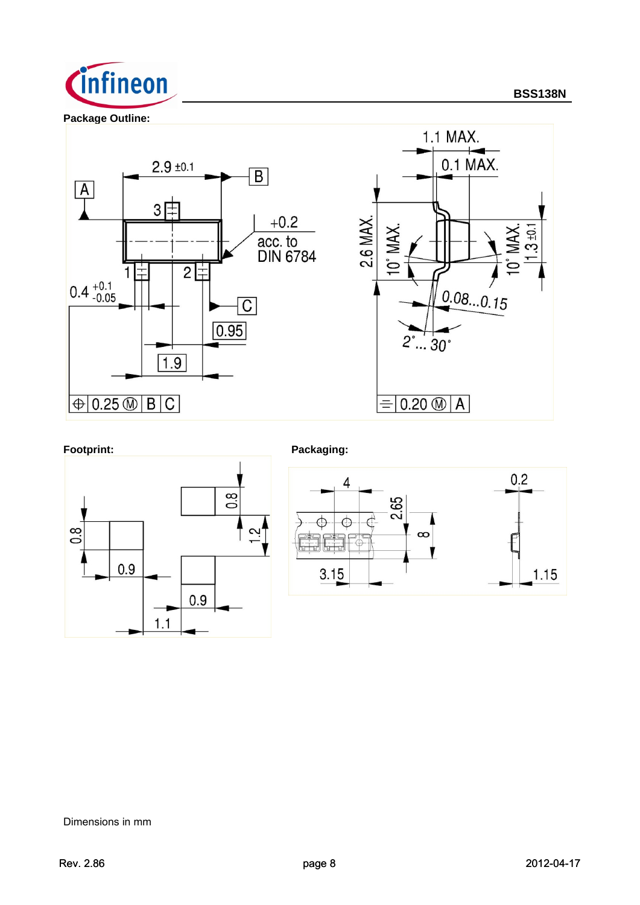**Package Outline:**

**Footprint:**

**Packaging:**

Dimensions in mm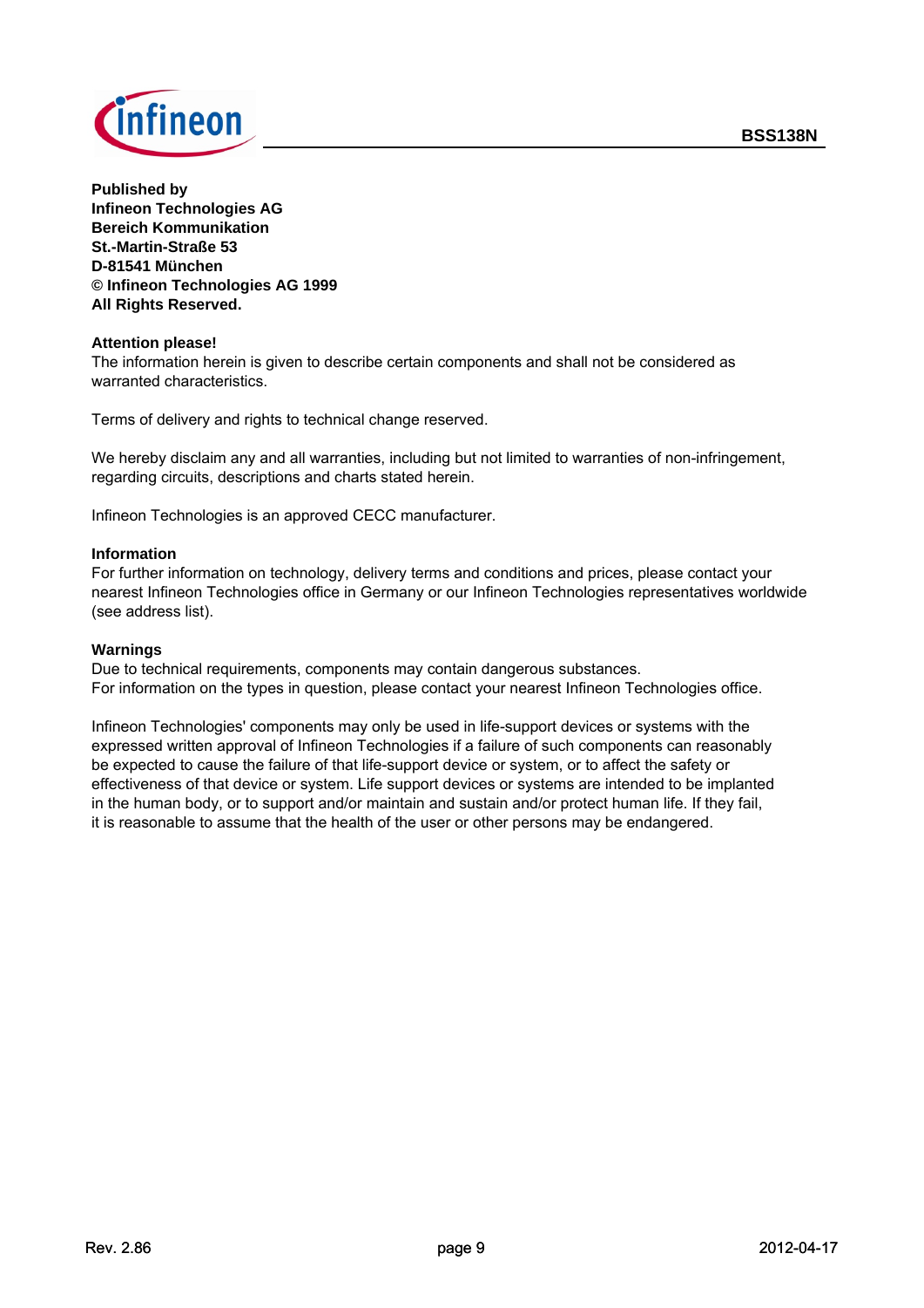**Published by**
**Infineon Technologies AG**
**Bereich Kommunikation**
**St.-Martin-Straße 53**
**D-81541 München**
**© Infineon Technologies AG 1999**
**All Rights Reserved.**

**Attention please!**
The information herein is given to describe certain components and shall not be considered as warranted characteristics.

Terms of delivery and rights to technical change reserved.

We hereby disclaim any and all warranties, including but not limited to warranties of non-infringement, regarding circuits, descriptions and charts stated herein.

Infineon Technologies is an approved CECC manufacturer.

**Information**
For further information on technology, delivery terms and conditions and prices, please contact your nearest Infineon Technologies office in Germany or our Infineon Technologies representatives worldwide (see address list).

**Warnings**
Due to technical requirements, components may contain dangerous substances.
For information on the types in question, please contact your nearest Infineon Technologies office.

Infineon Technologies' components may only be used in life-support devices or systems with the expressed written approval of Infineon Technologies if a failure of such components can reasonably be expected to cause the failure of that life-support device or system, or to affect the safety or effectiveness of that device or system. Life support devices or systems are intended to be implanted in the human body, or to support and/or maintain and sustain and/or protect human life. If they fail, it is reasonable to assume that the health of the user or other persons may be endangered.